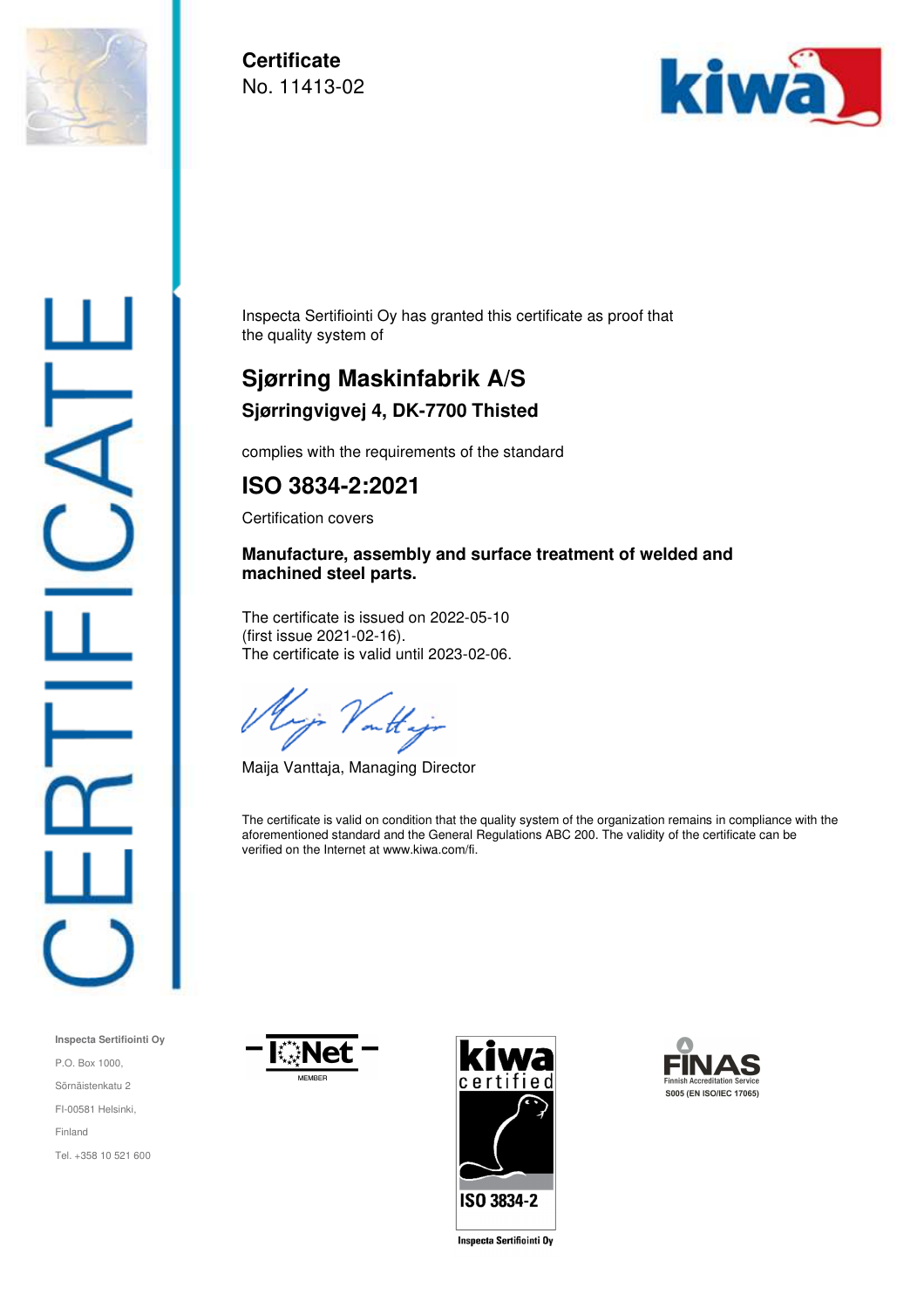**Certificate**
No. 11413-02

Inspecta Sertifiointi Oy has granted this certificate as proof that the quality system of

## Sjørring Maskinfabrik A/S

### Sjørringvigvej 4, DK-7700 Thisted

complies with the requirements of the standard

## ISO 3834-2:2021

Certification covers

**Manufacture, assembly and surface treatment of welded and machined steel parts.**

The certificate is issued on 2022-05-10
(first issue 2021-02-16).
The certificate is valid until 2023-02-06.

Maija Vanttaja, Managing Director

The certificate is valid on condition that the quality system of the organization remains in compliance with the aforementioned standard and the General Regulations ABC 200. The validity of the certificate can be verified on the Internet at www.kiwa.com/fi.

**Inspecta Sertifiointi Oy**
P.O. Box 1000,
Sörnäistenkatu 2
FI-00581 Helsinki,
Finland
Tel. +358 10 521 600

IQNet MEMBER

kiwa certified ISO 3834-2 Inspecta Sertifiointi Oy

FINAS Finnish Accreditation Service S005 (EN ISO/IEC 17065)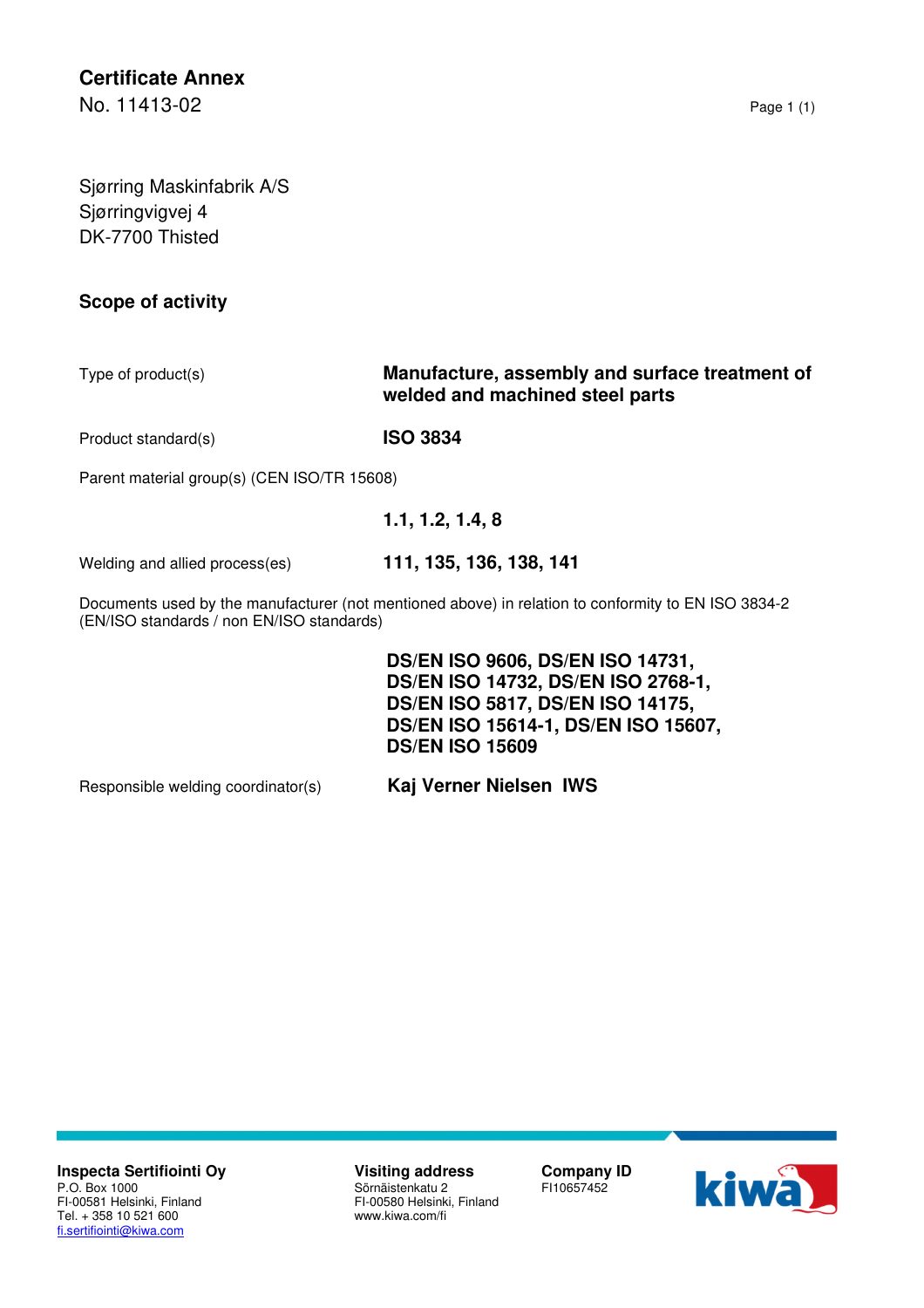**Certificate Annex**

No. 11413-02

Sjørring Maskinfabrik A/S
Sjørringvigvej 4
DK-7700 Thisted

## Scope of activity

| | |
|---|---|
| Type of product(s) | **Manufacture, assembly and surface treatment of welded and machined steel parts** |
| Product standard(s) | **ISO 3834** |

Parent material group(s) (CEN ISO/TR 15608)

**1.1, 1.2, 1.4, 8**

| | |
|---|---|
| Welding and allied process(es) | **111, 135, 136, 138, 141** |

Documents used by the manufacturer (not mentioned above) in relation to conformity to EN ISO 3834-2 (EN/ISO standards / non EN/ISO standards)

**DS/EN ISO 9606, DS/EN ISO 14731, DS/EN ISO 14732, DS/EN ISO 2768-1, DS/EN ISO 5817, DS/EN ISO 14175, DS/EN ISO 15614-1, DS/EN ISO 15607, DS/EN ISO 15609**

| | |
|---|---|
| Responsible welding coordinator(s) | **Kaj Verner Nielsen IWS** |

**Inspecta Sertifiointi Oy**
P.O. Box 1000
FI-00581 Helsinki, Finland
Tel. + 358 10 521 600
fi.sertifiointi@kiwa.com

**Visiting address**
Sörnäistenkatu 2
FI-00580 Helsinki, Finland
www.kiwa.com/fi

**Company ID**
FI10657452